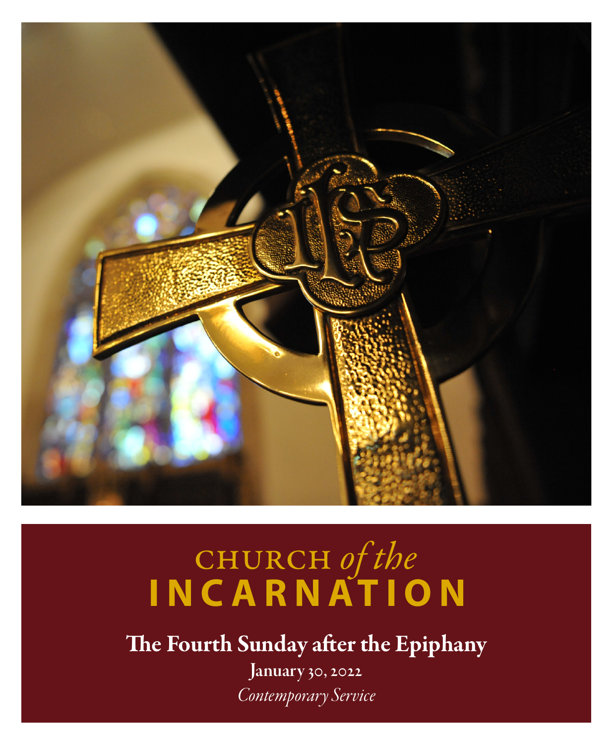# CHURCH *of the* INCARNATION

## The Fourth Sunday after the Epiphany

**January 30, 2022**

*Contemporary Service*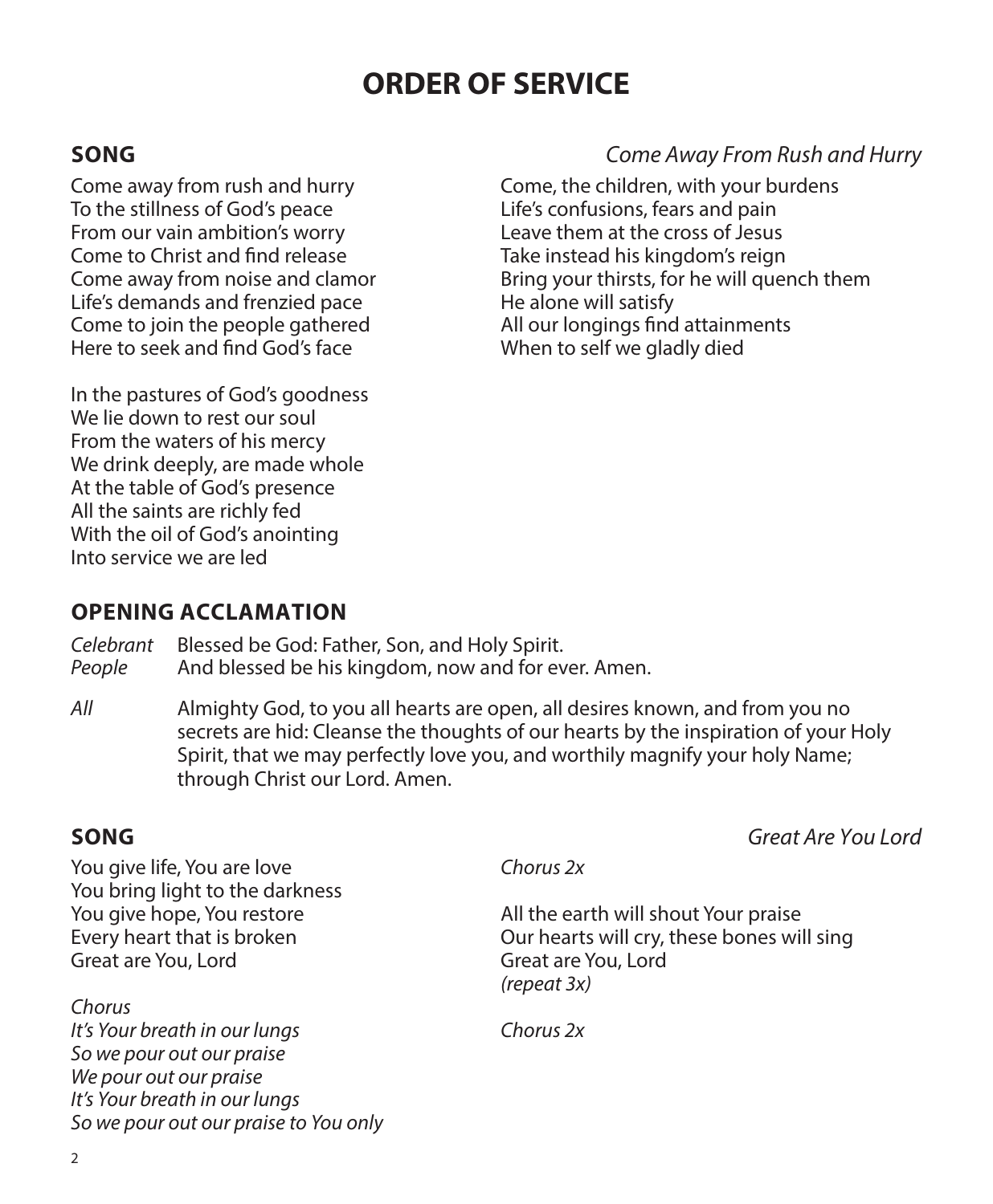# ORDER OF SERVICE

## SONG

*Come Away From Rush and Hurry*

Come away from rush and hurry
To the stillness of God's peace
From our vain ambition's worry
Come to Christ and find release
Come away from noise and clamor
Life's demands and frenzied pace
Come to join the people gathered
Here to seek and find God's face

In the pastures of God's goodness
We lie down to rest our soul
From the waters of his mercy
We drink deeply, are made whole
At the table of God's presence
All the saints are richly fed
With the oil of God's anointing
Into service we are led

Come, the children, with your burdens
Life's confusions, fears and pain
Leave them at the cross of Jesus
Take instead his kingdom's reign
Bring your thirsts, for he will quench them
He alone will satisfy
All our longings find attainments
When to self we gladly died

## OPENING ACCLAMATION

*Celebrant* Blessed be God: Father, Son, and Holy Spirit.
*People* And blessed be his kingdom, now and for ever. Amen.

*All* Almighty God, to you all hearts are open, all desires known, and from you no secrets are hid: Cleanse the thoughts of our hearts by the inspiration of your Holy Spirit, that we may perfectly love you, and worthily magnify your holy Name; through Christ our Lord. Amen.

## SONG

*Great Are You Lord*

You give life, You are love
You bring light to the darkness
You give hope, You restore
Every heart that is broken
Great are You, Lord

*Chorus*
*It's Your breath in our lungs*
*So we pour out our praise*
*We pour out our praise*
*It's Your breath in our lungs*
*So we pour out our praise to You only*

*Chorus 2x*

All the earth will shout Your praise
Our hearts will cry, these bones will sing
Great are You, Lord
*(repeat 3x)*

*Chorus 2x*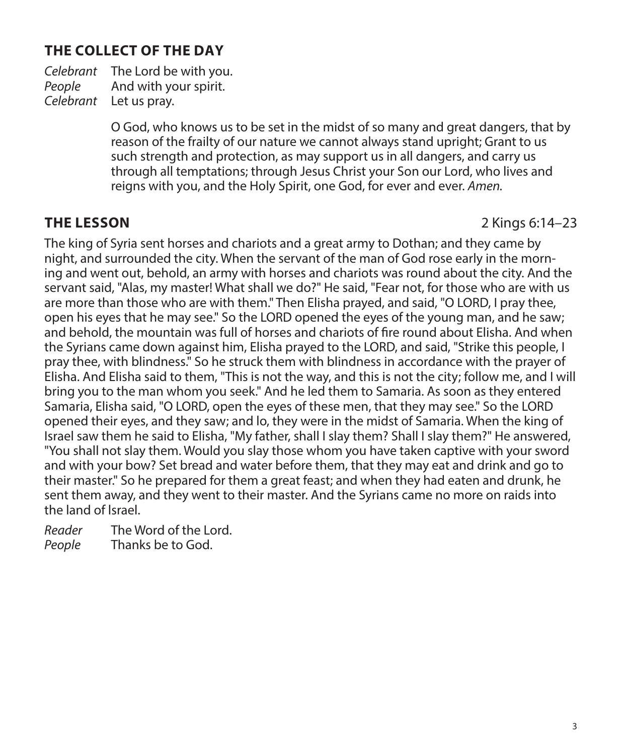## THE COLLECT OF THE DAY

*Celebrant* The Lord be with you.
*People* And with your spirit.
*Celebrant* Let us pray.

O God, who knows us to be set in the midst of so many and great dangers, that by reason of the frailty of our nature we cannot always stand upright; Grant to us such strength and protection, as may support us in all dangers, and carry us through all temptations; through Jesus Christ your Son our Lord, who lives and reigns with you, and the Holy Spirit, one God, for ever and ever. *Amen.*

## THE LESSON

2 Kings 6:14–23

The king of Syria sent horses and chariots and a great army to Dothan; and they came by night, and surrounded the city. When the servant of the man of God rose early in the morning and went out, behold, an army with horses and chariots was round about the city. And the servant said, "Alas, my master! What shall we do?" He said, "Fear not, for those who are with us are more than those who are with them." Then Elisha prayed, and said, "O LORD, I pray thee, open his eyes that he may see." So the LORD opened the eyes of the young man, and he saw; and behold, the mountain was full of horses and chariots of fire round about Elisha. And when the Syrians came down against him, Elisha prayed to the LORD, and said, "Strike this people, I pray thee, with blindness." So he struck them with blindness in accordance with the prayer of Elisha. And Elisha said to them, "This is not the way, and this is not the city; follow me, and I will bring you to the man whom you seek." And he led them to Samaria. As soon as they entered Samaria, Elisha said, "O LORD, open the eyes of these men, that they may see." So the LORD opened their eyes, and they saw; and lo, they were in the midst of Samaria. When the king of Israel saw them he said to Elisha, "My father, shall I slay them? Shall I slay them?" He answered, "You shall not slay them. Would you slay those whom you have taken captive with your sword and with your bow? Set bread and water before them, that they may eat and drink and go to their master." So he prepared for them a great feast; and when they had eaten and drunk, he sent them away, and they went to their master. And the Syrians came no more on raids into the land of Israel.

*Reader* The Word of the Lord.
*People* Thanks be to God.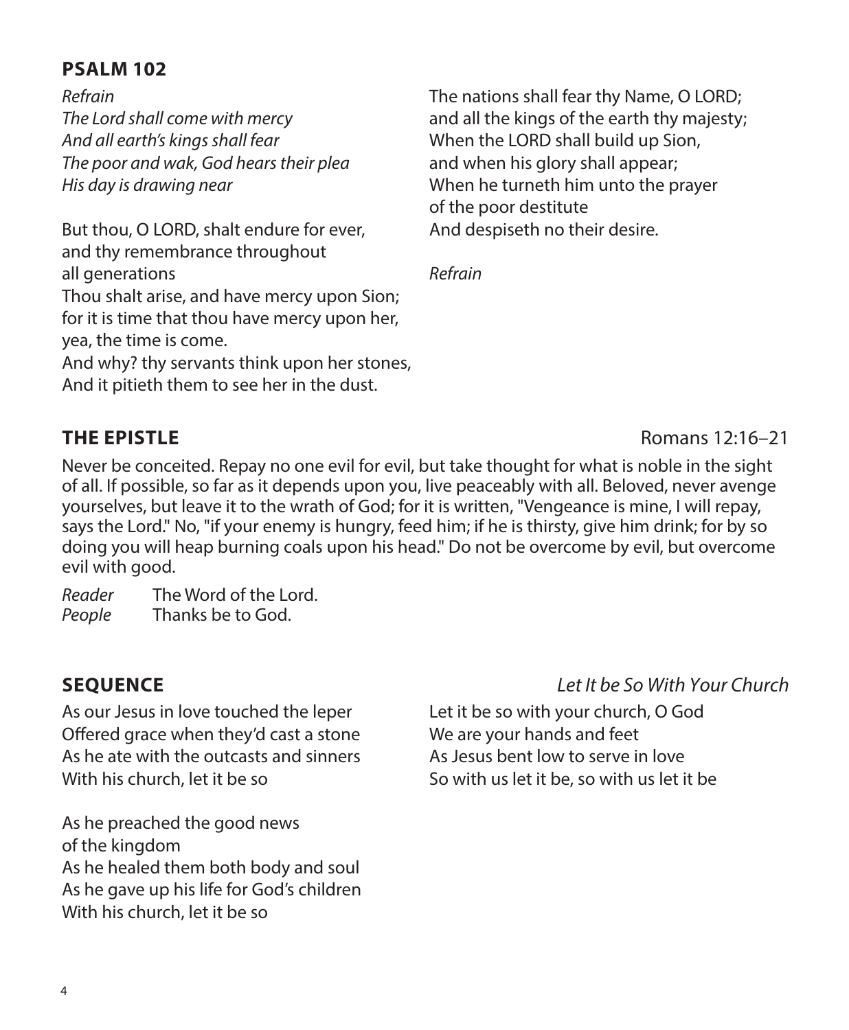## PSALM 102

*Refrain*
*The Lord shall come with mercy*
*And all earth's kings shall fear*
*The poor and wak, God hears their plea*
*His day is drawing near*

But thou, O LORD, shalt endure for ever,
and thy remembrance throughout
all generations
Thou shalt arise, and have mercy upon Sion;
for it is time that thou have mercy upon her,
yea, the time is come.
And why? thy servants think upon her stones,
And it pitieth them to see her in the dust.

The nations shall fear thy Name, O LORD;
and all the kings of the earth thy majesty;
When the LORD shall build up Sion,
and when his glory shall appear;
When he turneth him unto the prayer
of the poor destitute
And despiseth no their desire.

*Refrain*

## THE EPISTLE

Romans 12:16–21

Never be conceited. Repay no one evil for evil, but take thought for what is noble in the sight of all. If possible, so far as it depends upon you, live peaceably with all. Beloved, never avenge yourselves, but leave it to the wrath of God; for it is written, "Vengeance is mine, I will repay, says the Lord." No, "if your enemy is hungry, feed him; if he is thirsty, give him drink; for by so doing you will heap burning coals upon his head." Do not be overcome by evil, but overcome evil with good.

*Reader* The Word of the Lord.
*People* Thanks be to God.

## SEQUENCE

*Let It be So With Your Church*

As our Jesus in love touched the leper
Offered grace when they'd cast a stone
As he ate with the outcasts and sinners
With his church, let it be so

As he preached the good news
of the kingdom
As he healed them both body and soul
As he gave up his life for God's children
With his church, let it be so

Let it be so with your church, O God
We are your hands and feet
As Jesus bent low to serve in love
So with us let it be, so with us let it be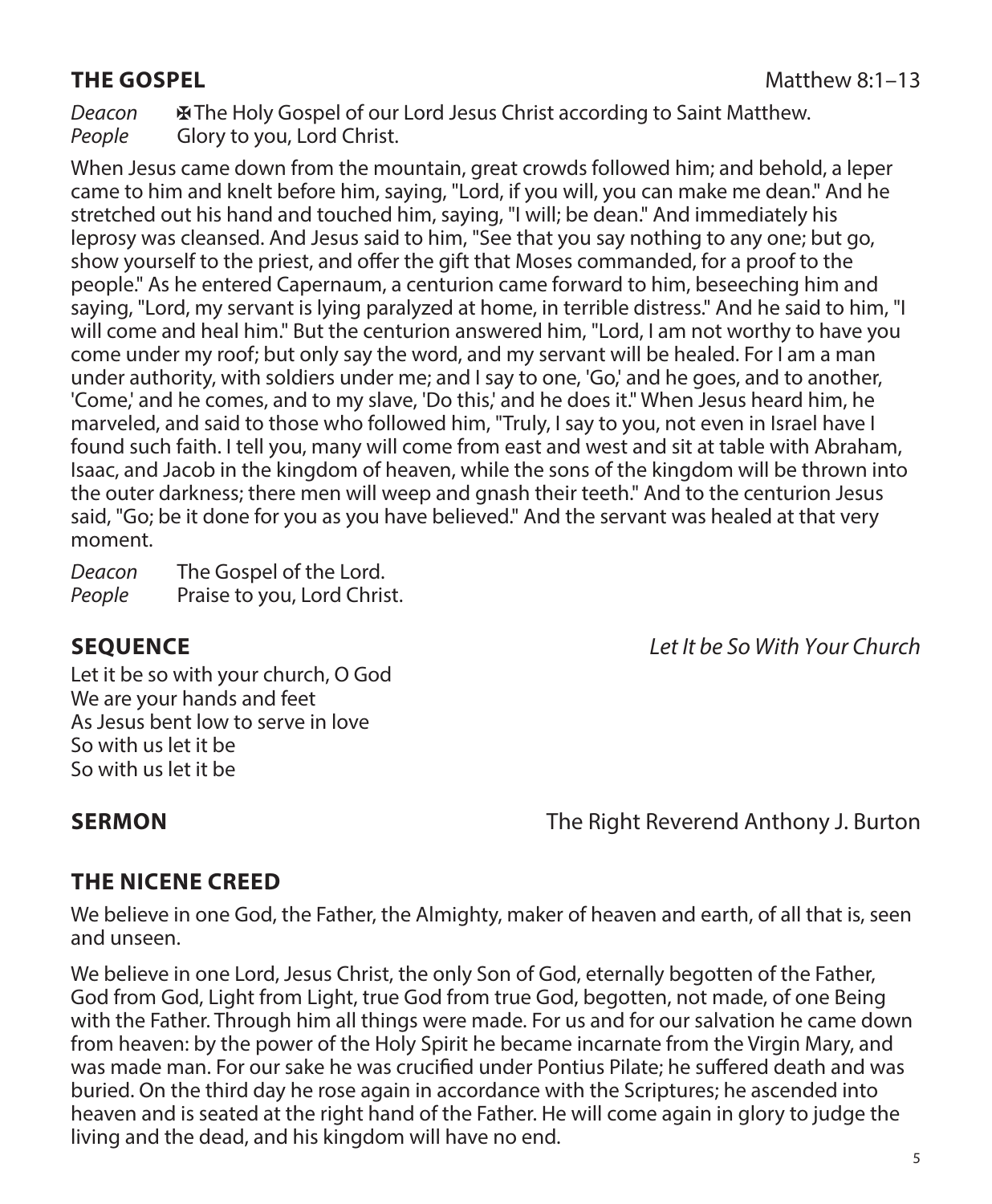**THE GOSPEL** Matthew 8:1–13

*Deacon* ✠The Holy Gospel of our Lord Jesus Christ according to Saint Matthew.
*People* Glory to you, Lord Christ.

When Jesus came down from the mountain, great crowds followed him; and behold, a leper came to him and knelt before him, saying, "Lord, if you will, you can make me dean." And he stretched out his hand and touched him, saying, "I will; be dean." And immediately his leprosy was cleansed. And Jesus said to him, "See that you say nothing to any one; but go, show yourself to the priest, and offer the gift that Moses commanded, for a proof to the people." As he entered Capernaum, a centurion came forward to him, beseeching him and saying, "Lord, my servant is lying paralyzed at home, in terrible distress." And he said to him, "I will come and heal him." But the centurion answered him, "Lord, I am not worthy to have you come under my roof; but only say the word, and my servant will be healed. For I am a man under authority, with soldiers under me; and I say to one, 'Go,' and he goes, and to another, 'Come,' and he comes, and to my slave, 'Do this,' and he does it." When Jesus heard him, he marveled, and said to those who followed him, "Truly, I say to you, not even in Israel have I found such faith. I tell you, many will come from east and west and sit at table with Abraham, Isaac, and Jacob in the kingdom of heaven, while the sons of the kingdom will be thrown into the outer darkness; there men will weep and gnash their teeth." And to the centurion Jesus said, "Go; be it done for you as you have believed." And the servant was healed at that very moment.

*Deacon* The Gospel of the Lord.
*People* Praise to you, Lord Christ.

**SEQUENCE** *Let It be So With Your Church*

Let it be so with your church, O God
We are your hands and feet
As Jesus bent low to serve in love
So with us let it be
So with us let it be

**SERMON** The Right Reverend Anthony J. Burton

## THE NICENE CREED

We believe in one God, the Father, the Almighty, maker of heaven and earth, of all that is, seen and unseen.

We believe in one Lord, Jesus Christ, the only Son of God, eternally begotten of the Father, God from God, Light from Light, true God from true God, begotten, not made, of one Being with the Father. Through him all things were made. For us and for our salvation he came down from heaven: by the power of the Holy Spirit he became incarnate from the Virgin Mary, and was made man. For our sake he was crucified under Pontius Pilate; he suffered death and was buried. On the third day he rose again in accordance with the Scriptures; he ascended into heaven and is seated at the right hand of the Father. He will come again in glory to judge the living and the dead, and his kingdom will have no end.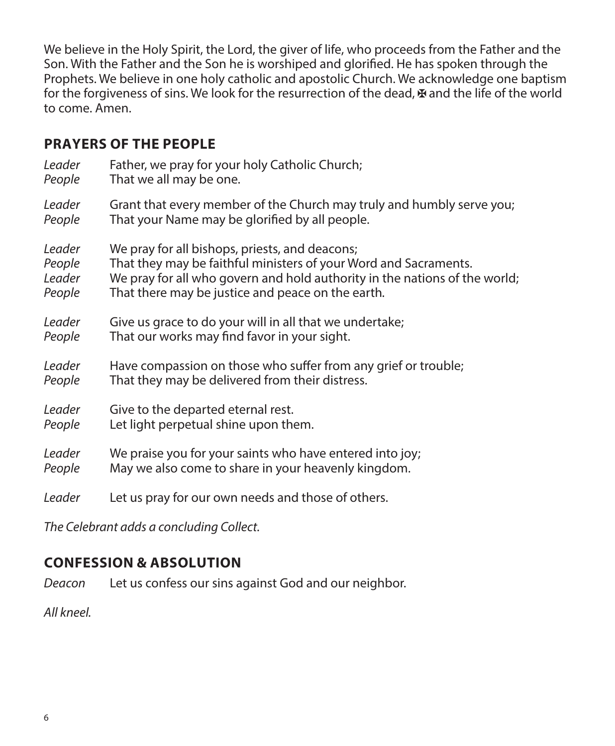We believe in the Holy Spirit, the Lord, the giver of life, who proceeds from the Father and the Son. With the Father and the Son he is worshiped and glorified. He has spoken through the Prophets. We believe in one holy catholic and apostolic Church. We acknowledge one baptism for the forgiveness of sins. We look for the resurrection of the dead, ✠ and the life of the world to come. Amen.

## PRAYERS OF THE PEOPLE

*Leader* Father, we pray for your holy Catholic Church;
*People* That we all may be one.

*Leader* Grant that every member of the Church may truly and humbly serve you;
*People* That your Name may be glorified by all people.

*Leader* We pray for all bishops, priests, and deacons;
*People* That they may be faithful ministers of your Word and Sacraments.
*Leader* We pray for all who govern and hold authority in the nations of the world;
*People* That there may be justice and peace on the earth.

*Leader* Give us grace to do your will in all that we undertake;
*People* That our works may find favor in your sight.

*Leader* Have compassion on those who suffer from any grief or trouble;
*People* That they may be delivered from their distress.

*Leader* Give to the departed eternal rest.
*People* Let light perpetual shine upon them.

*Leader* We praise you for your saints who have entered into joy;
*People* May we also come to share in your heavenly kingdom.

*Leader* Let us pray for our own needs and those of others.

*The Celebrant adds a concluding Collect.*

## CONFESSION & ABSOLUTION

*Deacon* Let us confess our sins against God and our neighbor.

*All kneel.*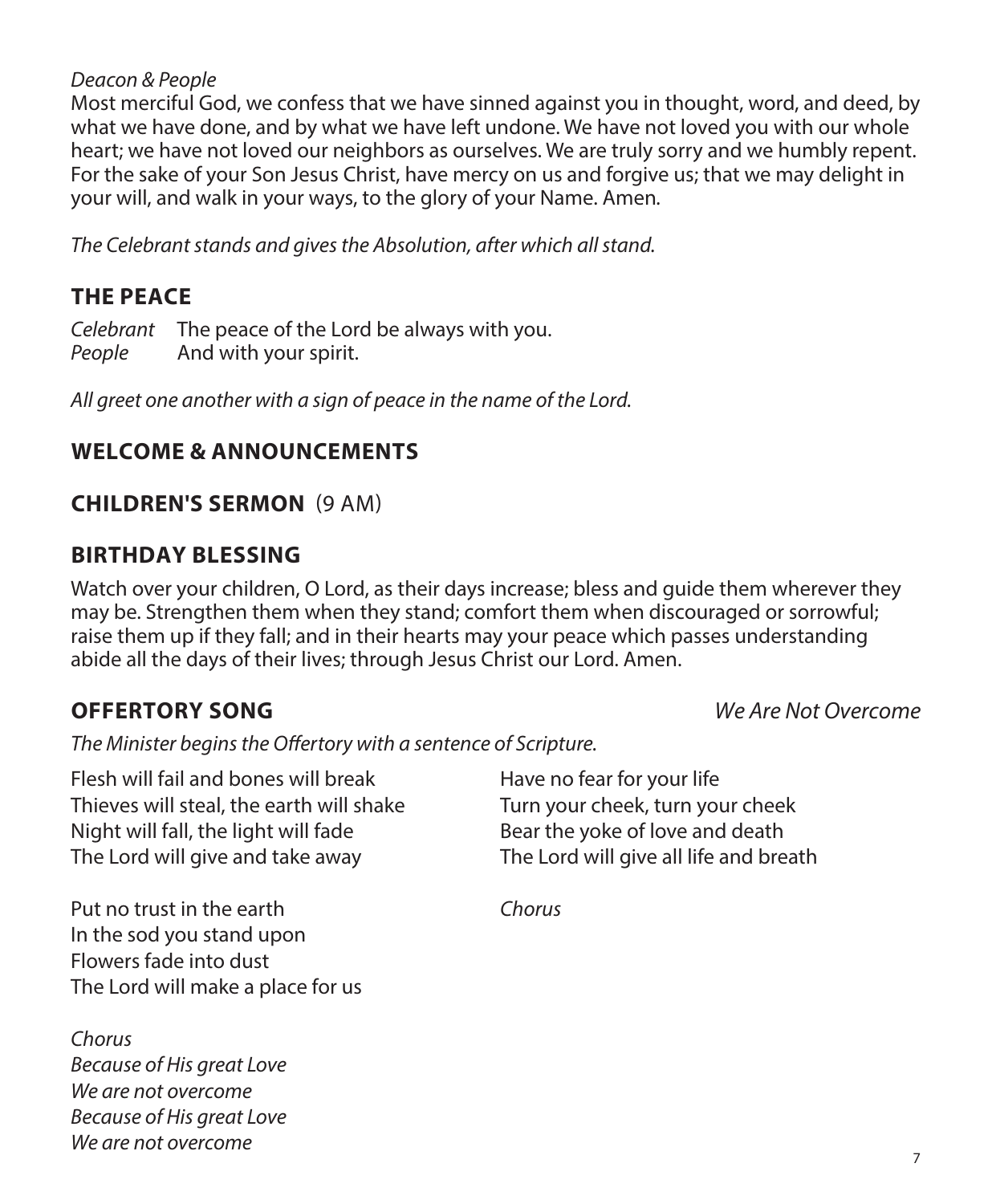*Deacon & People*

Most merciful God, we confess that we have sinned against you in thought, word, and deed, by what we have done, and by what we have left undone. We have not loved you with our whole heart; we have not loved our neighbors as ourselves. We are truly sorry and we humbly repent. For the sake of your Son Jesus Christ, have mercy on us and forgive us; that we may delight in your will, and walk in your ways, to the glory of your Name. Amen.

*The Celebrant stands and gives the Absolution, after which all stand.*

## THE PEACE

*Celebrant* The peace of the Lord be always with you.
*People* And with your spirit.

*All greet one another with a sign of peace in the name of the Lord.*

## WELCOME & ANNOUNCEMENTS

## CHILDREN'S SERMON (9 AM)

## BIRTHDAY BLESSING

Watch over your children, O Lord, as their days increase; bless and guide them wherever they may be. Strengthen them when they stand; comfort them when discouraged or sorrowful; raise them up if they fall; and in their hearts may your peace which passes understanding abide all the days of their lives; through Jesus Christ our Lord. Amen.

## OFFERTORY SONG *We Are Not Overcome*

*The Minister begins the Offertory with a sentence of Scripture.*

Flesh will fail and bones will break
Thieves will steal, the earth will shake
Night will fall, the light will fade
The Lord will give and take away

Put no trust in the earth
In the sod you stand upon
Flowers fade into dust
The Lord will make a place for us

*Chorus*
*Because of His great Love*
*We are not overcome*
*Because of His great Love*
*We are not overcome*

Have no fear for your life
Turn your cheek, turn your cheek
Bear the yoke of love and death
The Lord will give all life and breath

*Chorus*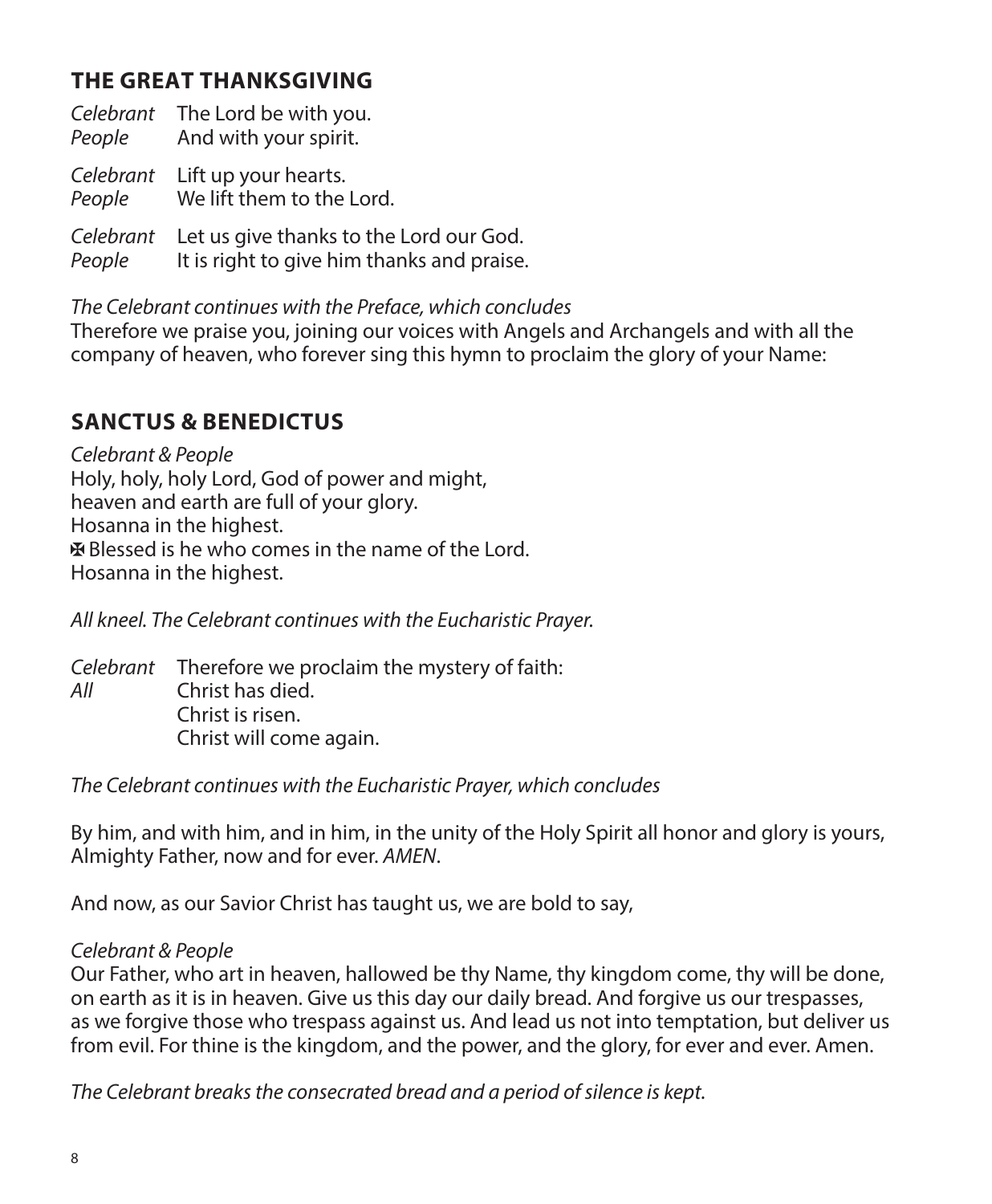## THE GREAT THANKSGIVING

*Celebrant* The Lord be with you.
*People* And with your spirit.

*Celebrant* Lift up your hearts.
*People* We lift them to the Lord.

*Celebrant* Let us give thanks to the Lord our God.
*People* It is right to give him thanks and praise.

*The Celebrant continues with the Preface, which concludes*
Therefore we praise you, joining our voices with Angels and Archangels and with all the company of heaven, who forever sing this hymn to proclaim the glory of your Name:

## SANCTUS & BENEDICTUS

*Celebrant & People*
Holy, holy, holy Lord, God of power and might,
heaven and earth are full of your glory.
Hosanna in the highest.
✠ Blessed is he who comes in the name of the Lord.
Hosanna in the highest.

*All kneel. The Celebrant continues with the Eucharistic Prayer.*

*Celebrant* Therefore we proclaim the mystery of faith:
*All* Christ has died.
Christ is risen.
Christ will come again.

*The Celebrant continues with the Eucharistic Prayer, which concludes*

By him, and with him, and in him, in the unity of the Holy Spirit all honor and glory is yours, Almighty Father, now and for ever. *AMEN*.

And now, as our Savior Christ has taught us, we are bold to say,

*Celebrant & People*
Our Father, who art in heaven, hallowed be thy Name, thy kingdom come, thy will be done, on earth as it is in heaven. Give us this day our daily bread. And forgive us our trespasses, as we forgive those who trespass against us. And lead us not into temptation, but deliver us from evil. For thine is the kingdom, and the power, and the glory, for ever and ever. Amen.

*The Celebrant breaks the consecrated bread and a period of silence is kept.*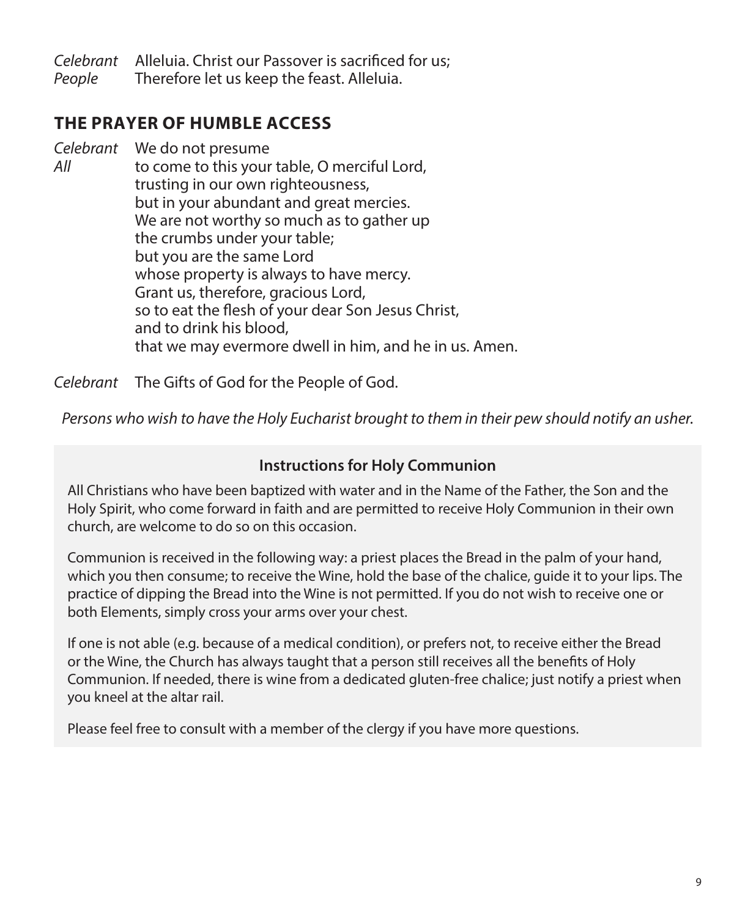*Celebrant* Alleluia. Christ our Passover is sacrificed for us;
*People* Therefore let us keep the feast. Alleluia.

## THE PRAYER OF HUMBLE ACCESS

*Celebrant* We do not presume
*All* to come to this your table, O merciful Lord,
trusting in our own righteousness,
but in your abundant and great mercies.
We are not worthy so much as to gather up
the crumbs under your table;
but you are the same Lord
whose property is always to have mercy.
Grant us, therefore, gracious Lord,
so to eat the flesh of your dear Son Jesus Christ,
and to drink his blood,
that we may evermore dwell in him, and he in us. Amen.

*Celebrant* The Gifts of God for the People of God.

*Persons who wish to have the Holy Eucharist brought to them in their pew should notify an usher.*

### Instructions for Holy Communion

All Christians who have been baptized with water and in the Name of the Father, the Son and the Holy Spirit, who come forward in faith and are permitted to receive Holy Communion in their own church, are welcome to do so on this occasion.

Communion is received in the following way: a priest places the Bread in the palm of your hand, which you then consume; to receive the Wine, hold the base of the chalice, guide it to your lips. The practice of dipping the Bread into the Wine is not permitted. If you do not wish to receive one or both Elements, simply cross your arms over your chest.

If one is not able (e.g. because of a medical condition), or prefers not, to receive either the Bread or the Wine, the Church has always taught that a person still receives all the benefits of Holy Communion. If needed, there is wine from a dedicated gluten-free chalice; just notify a priest when you kneel at the altar rail.

Please feel free to consult with a member of the clergy if you have more questions.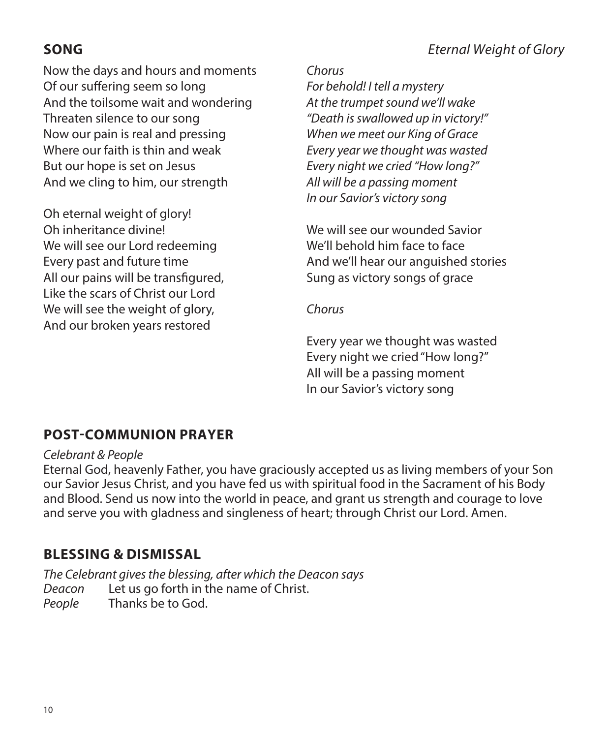## SONG

*Eternal Weight of Glory*

Now the days and hours and moments
Of our suffering seem so long
And the toilsome wait and wondering
Threaten silence to our song
Now our pain is real and pressing
Where our faith is thin and weak
But our hope is set on Jesus
And we cling to him, our strength

Oh eternal weight of glory!
Oh inheritance divine!
We will see our Lord redeeming
Every past and future time
All our pains will be transfigured,
Like the scars of Christ our Lord
We will see the weight of glory,
And our broken years restored

*Chorus*
*For behold! I tell a mystery*
*At the trumpet sound we'll wake*
*"Death is swallowed up in victory!"*
*When we meet our King of Grace*
*Every year we thought was wasted*
*Every night we cried "How long?"*
*All will be a passing moment*
*In our Savior's victory song*

We will see our wounded Savior
We'll behold him face to face
And we'll hear our anguished stories
Sung as victory songs of grace

*Chorus*

Every year we thought was wasted
Every night we cried "How long?"
All will be a passing moment
In our Savior's victory song

## POST-COMMUNION PRAYER

*Celebrant & People*
Eternal God, heavenly Father, you have graciously accepted us as living members of your Son our Savior Jesus Christ, and you have fed us with spiritual food in the Sacrament of his Body and Blood. Send us now into the world in peace, and grant us strength and courage to love and serve you with gladness and singleness of heart; through Christ our Lord. Amen.

## BLESSING & DISMISSAL

*The Celebrant gives the blessing, after which the Deacon says*
*Deacon* Let us go forth in the name of Christ.
*People* Thanks be to God.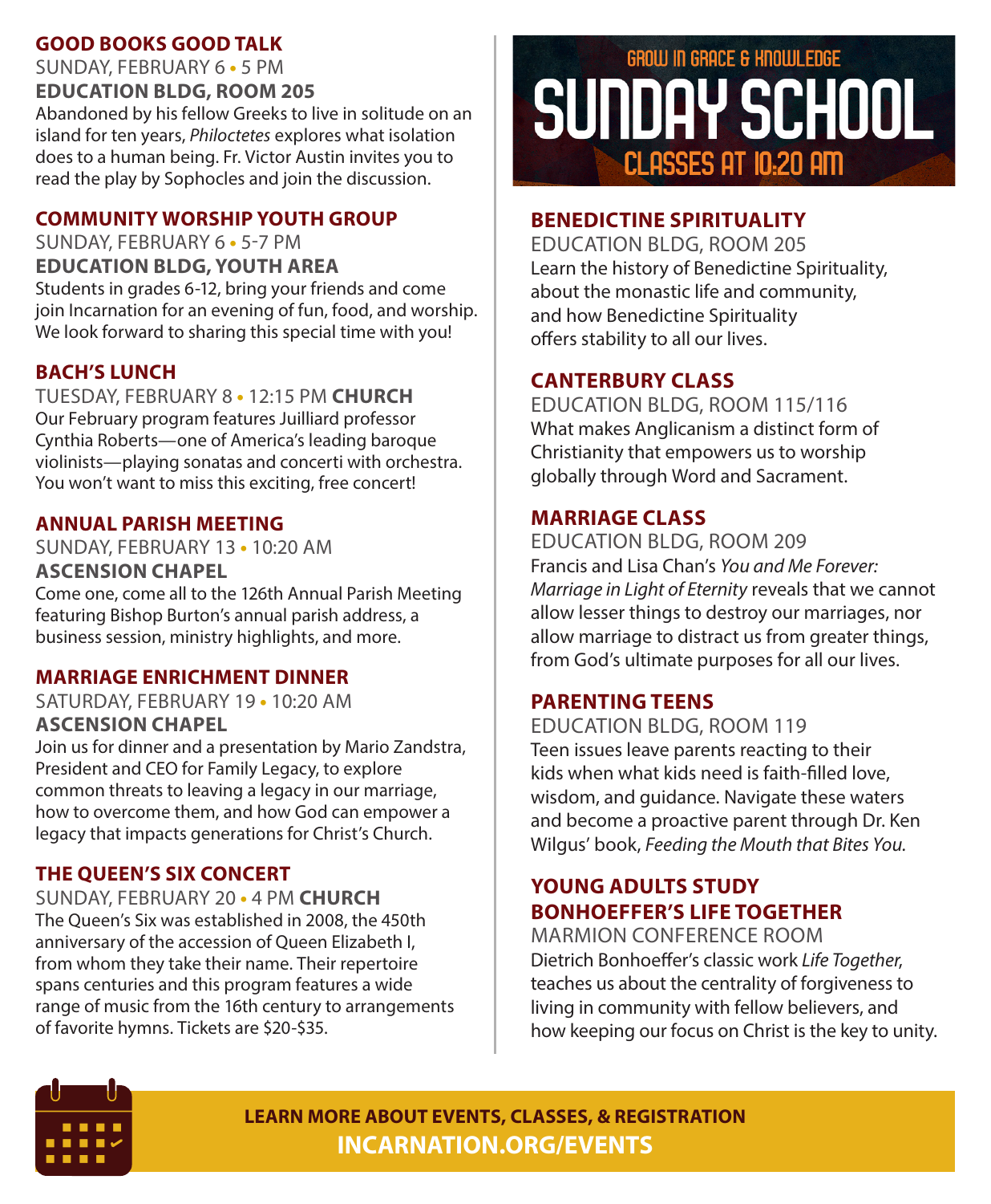## GOOD BOOKS GOOD TALK

SUNDAY, FEBRUARY 6 • 5 PM
**EDUCATION BLDG, ROOM 205**

Abandoned by his fellow Greeks to live in solitude on an island for ten years, *Philoctetes* explores what isolation does to a human being. Fr. Victor Austin invites you to read the play by Sophocles and join the discussion.

## COMMUNITY WORSHIP YOUTH GROUP

SUNDAY, FEBRUARY 6 • 5-7 PM
**EDUCATION BLDG, YOUTH AREA**

Students in grades 6-12, bring your friends and come join Incarnation for an evening of fun, food, and worship. We look forward to sharing this special time with you!

## BACH'S LUNCH

TUESDAY, FEBRUARY 8 • 12:15 PM **CHURCH**

Our February program features Juilliard professor Cynthia Roberts—one of America's leading baroque violinists—playing sonatas and concerti with orchestra. You won't want to miss this exciting, free concert!

## ANNUAL PARISH MEETING

SUNDAY, FEBRUARY 13 • 10:20 AM
**ASCENSION CHAPEL**

Come one, come all to the 126th Annual Parish Meeting featuring Bishop Burton's annual parish address, a business session, ministry highlights, and more.

## MARRIAGE ENRICHMENT DINNER

SATURDAY, FEBRUARY 19 • 10:20 AM
**ASCENSION CHAPEL**

Join us for dinner and a presentation by Mario Zandstra, President and CEO for Family Legacy, to explore common threats to leaving a legacy in our marriage, how to overcome them, and how God can empower a legacy that impacts generations for Christ's Church.

## THE QUEEN'S SIX CONCERT

SUNDAY, FEBRUARY 20 • 4 PM **CHURCH**

The Queen's Six was established in 2008, the 450th anniversary of the accession of Queen Elizabeth I, from whom they take their name. Their repertoire spans centuries and this program features a wide range of music from the 16th century to arrangements of favorite hymns. Tickets are $20-$35.

# GROW IN GRACE & KNOWLEDGE
# SUNDAY SCHOOL
## CLASSES AT 10:20 AM

## BENEDICTINE SPIRITUALITY

EDUCATION BLDG, ROOM 205

Learn the history of Benedictine Spirituality, about the monastic life and community, and how Benedictine Spirituality offers stability to all our lives.

## CANTERBURY CLASS

EDUCATION BLDG, ROOM 115/116

What makes Anglicanism a distinct form of Christianity that empowers us to worship globally through Word and Sacrament.

## MARRIAGE CLASS

EDUCATION BLDG, ROOM 209

Francis and Lisa Chan's *You and Me Forever: Marriage in Light of Eternity* reveals that we cannot allow lesser things to destroy our marriages, nor allow marriage to distract us from greater things, from God's ultimate purposes for all our lives.

## PARENTING TEENS

EDUCATION BLDG, ROOM 119

Teen issues leave parents reacting to their kids when what kids need is faith-filled love, wisdom, and guidance. Navigate these waters and become a proactive parent through Dr. Ken Wilgus' book, *Feeding the Mouth that Bites You.*

## YOUNG ADULTS STUDY BONHOEFFER'S LIFE TOGETHER

MARMION CONFERENCE ROOM

Dietrich Bonhoeffer's classic work *Life Together*, teaches us about the centrality of forgiveness to living in community with fellow believers, and how keeping our focus on Christ is the key to unity.

**LEARN MORE ABOUT EVENTS, CLASSES, & REGISTRATION**
**INCARNATION.ORG/EVENTS**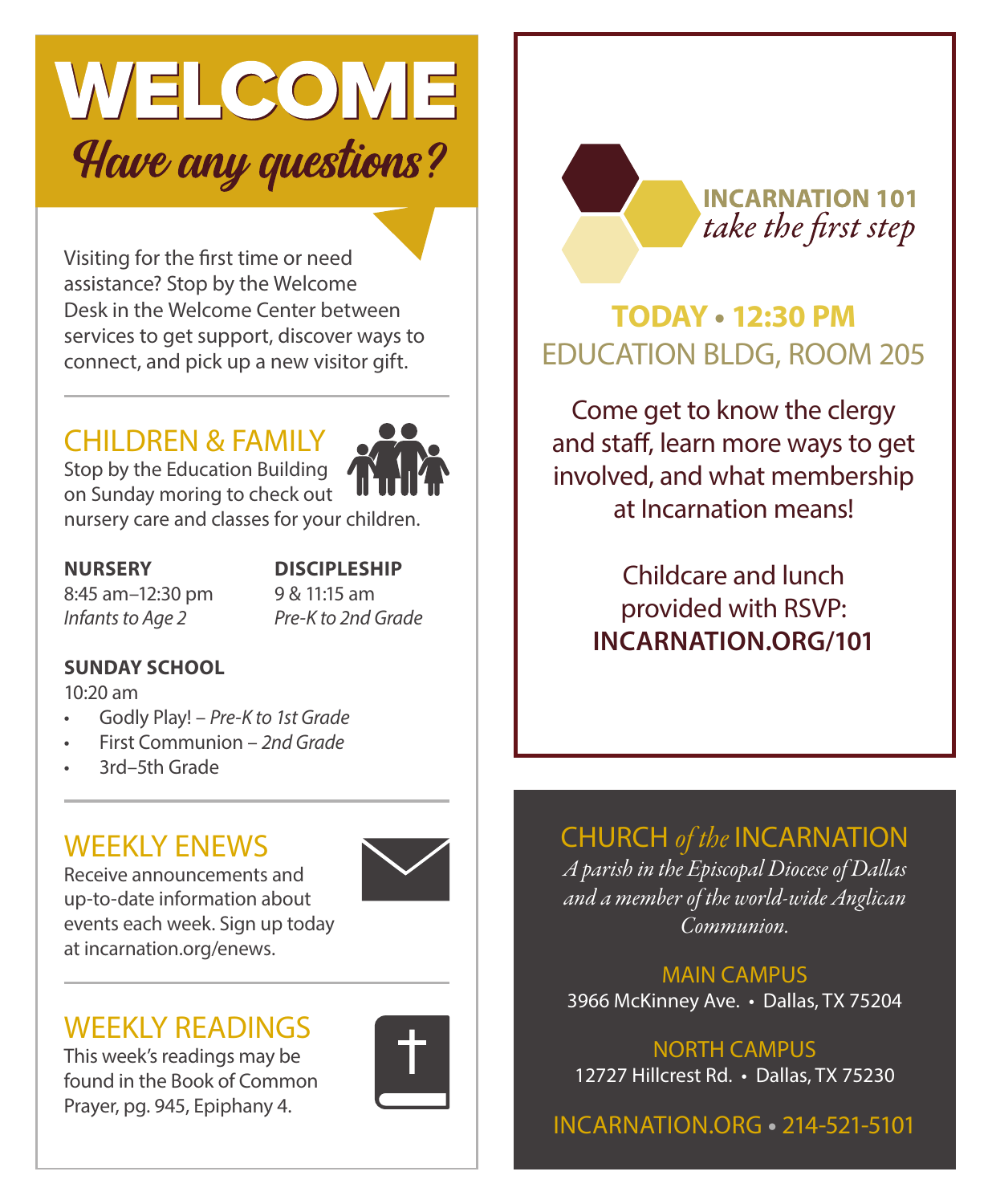# WELCOME

## *Have any questions?*

Visiting for the first time or need assistance? Stop by the Welcome Desk in the Welcome Center between services to get support, discover ways to connect, and pick up a new visitor gift.

## CHILDREN & FAMILY

Stop by the Education Building on Sunday moring to check out nursery care and classes for your children.

**NURSERY**
8:45 am–12:30 pm
*Infants to Age 2*

**DISCIPLESHIP**
9 & 11:15 am
*Pre-K to 2nd Grade*

**SUNDAY SCHOOL**
10:20 am

- Godly Play! – *Pre-K to 1st Grade*
- First Communion – *2nd Grade*
- 3rd–5th Grade

## WEEKLY ENEWS

Receive announcements and up-to-date information about events each week. Sign up today at incarnation.org/enews.

## WEEKLY READINGS

This week's readings may be found in the Book of Common Prayer, pg. 945, Epiphany 4.

## INCARNATION 101

*take the first step*

**TODAY • 12:30 PM**
EDUCATION BLDG, ROOM 205

Come get to know the clergy and staff, learn more ways to get involved, and what membership at Incarnation means!

Childcare and lunch provided with RSVP:
**INCARNATION.ORG/101**

## CHURCH *of the* INCARNATION

*A parish in the Episcopal Diocese of Dallas and a member of the world-wide Anglican Communion.*

MAIN CAMPUS
3966 McKinney Ave. • Dallas, TX 75204

NORTH CAMPUS
12727 Hillcrest Rd. • Dallas, TX 75230

INCARNATION.ORG • 214-521-5101